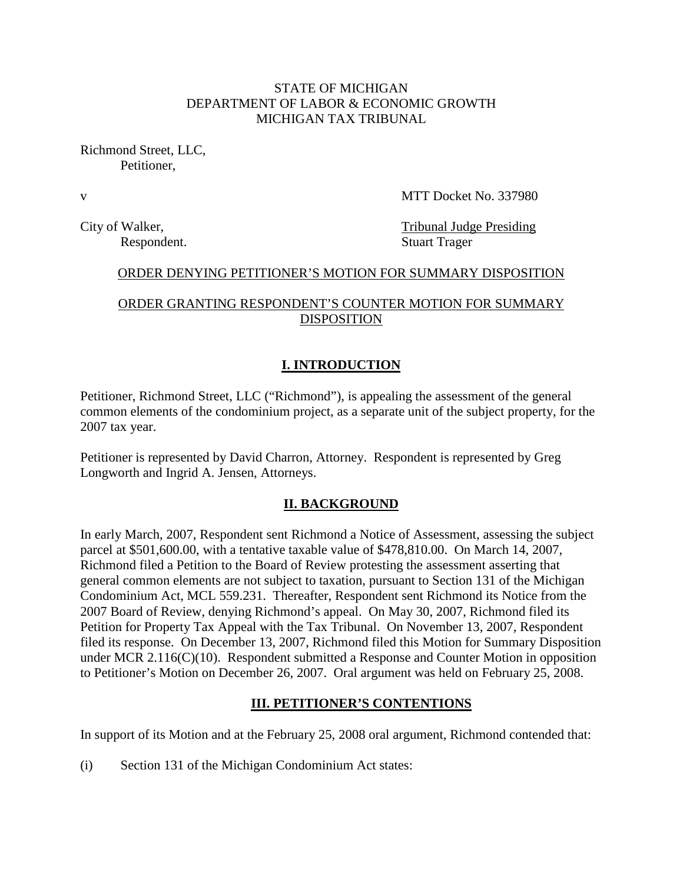STATE OF MICHIGAN
DEPARTMENT OF LABOR & ECONOMIC GROWTH
MICHIGAN TAX TRIBUNAL

Richmond Street, LLC,
Petitioner,

v MTT Docket No. 337980

City of Walker, Tribunal Judge Presiding
Respondent. Stuart Trager

ORDER DENYING PETITIONER'S MOTION FOR SUMMARY DISPOSITION

ORDER GRANTING RESPONDENT'S COUNTER MOTION FOR SUMMARY DISPOSITION

## I. INTRODUCTION

Petitioner, Richmond Street, LLC ("Richmond"), is appealing the assessment of the general common elements of the condominium project, as a separate unit of the subject property, for the 2007 tax year.

Petitioner is represented by David Charron, Attorney. Respondent is represented by Greg Longworth and Ingrid A. Jensen, Attorneys.

## II. BACKGROUND

In early March, 2007, Respondent sent Richmond a Notice of Assessment, assessing the subject parcel at $501,600.00, with a tentative taxable value of $478,810.00. On March 14, 2007, Richmond filed a Petition to the Board of Review protesting the assessment asserting that general common elements are not subject to taxation, pursuant to Section 131 of the Michigan Condominium Act, MCL 559.231. Thereafter, Respondent sent Richmond its Notice from the 2007 Board of Review, denying Richmond's appeal. On May 30, 2007, Richmond filed its Petition for Property Tax Appeal with the Tax Tribunal. On November 13, 2007, Respondent filed its response. On December 13, 2007, Richmond filed this Motion for Summary Disposition under MCR 2.116(C)(10). Respondent submitted a Response and Counter Motion in opposition to Petitioner's Motion on December 26, 2007. Oral argument was held on February 25, 2008.

## III. PETITIONER'S CONTENTIONS

In support of its Motion and at the February 25, 2008 oral argument, Richmond contended that:

(i) Section 131 of the Michigan Condominium Act states: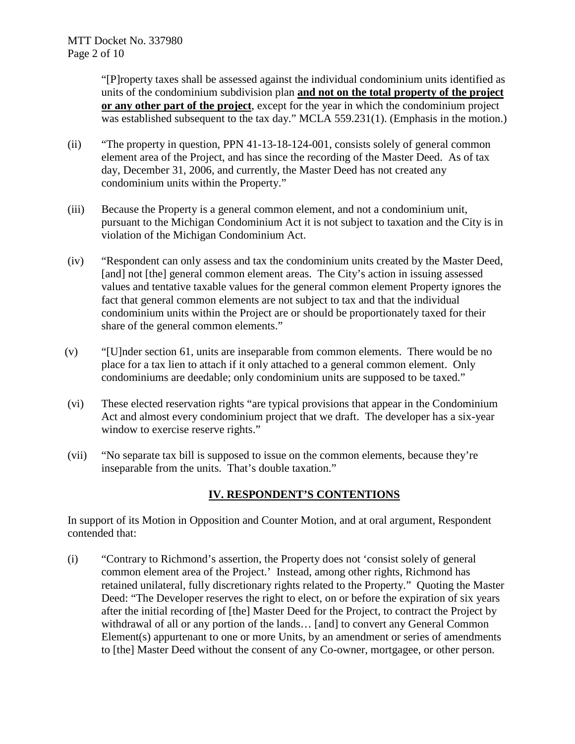"[P]roperty taxes shall be assessed against the individual condominium units identified as units of the condominium subdivision plan **and not on the total property of the project or any other part of the project**, except for the year in which the condominium project was established subsequent to the tax day." MCLA 559.231(1). (Emphasis in the motion.)

(ii) "The property in question, PPN 41-13-18-124-001, consists solely of general common element area of the Project, and has since the recording of the Master Deed. As of tax day, December 31, 2006, and currently, the Master Deed has not created any condominium units within the Property."

(iii) Because the Property is a general common element, and not a condominium unit, pursuant to the Michigan Condominium Act it is not subject to taxation and the City is in violation of the Michigan Condominium Act.

(iv) "Respondent can only assess and tax the condominium units created by the Master Deed, [and] not [the] general common element areas. The City's action in issuing assessed values and tentative taxable values for the general common element Property ignores the fact that general common elements are not subject to tax and that the individual condominium units within the Project are or should be proportionately taxed for their share of the general common elements."

(v) "[U]nder section 61, units are inseparable from common elements. There would be no place for a tax lien to attach if it only attached to a general common element. Only condominiums are deedable; only condominium units are supposed to be taxed."

(vi) These elected reservation rights "are typical provisions that appear in the Condominium Act and almost every condominium project that we draft. The developer has a six-year window to exercise reserve rights."

(vii) "No separate tax bill is supposed to issue on the common elements, because they're inseparable from the units. That's double taxation."

## IV. RESPONDENT'S CONTENTIONS

In support of its Motion in Opposition and Counter Motion, and at oral argument, Respondent contended that:

(i) "Contrary to Richmond's assertion, the Property does not 'consist solely of general common element area of the Project.' Instead, among other rights, Richmond has retained unilateral, fully discretionary rights related to the Property." Quoting the Master Deed: "The Developer reserves the right to elect, on or before the expiration of six years after the initial recording of [the] Master Deed for the Project, to contract the Project by withdrawal of all or any portion of the lands… [and] to convert any General Common Element(s) appurtenant to one or more Units, by an amendment or series of amendments to [the] Master Deed without the consent of any Co-owner, mortgagee, or other person.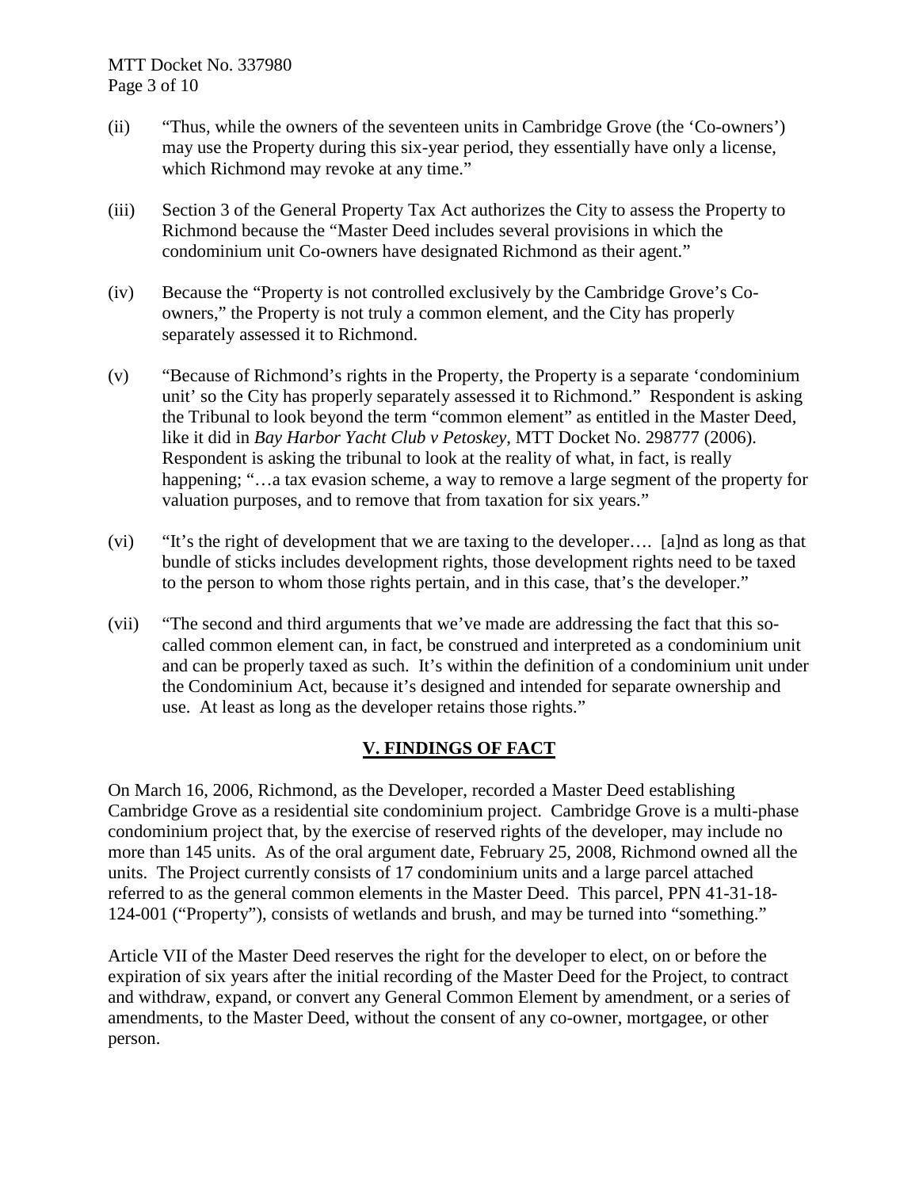(ii) "Thus, while the owners of the seventeen units in Cambridge Grove (the 'Co-owners') may use the Property during this six-year period, they essentially have only a license, which Richmond may revoke at any time."

(iii) Section 3 of the General Property Tax Act authorizes the City to assess the Property to Richmond because the "Master Deed includes several provisions in which the condominium unit Co-owners have designated Richmond as their agent."

(iv) Because the "Property is not controlled exclusively by the Cambridge Grove's Co-owners," the Property is not truly a common element, and the City has properly separately assessed it to Richmond.

(v) "Because of Richmond's rights in the Property, the Property is a separate 'condominium unit' so the City has properly separately assessed it to Richmond." Respondent is asking the Tribunal to look beyond the term "common element" as entitled in the Master Deed, like it did in *Bay Harbor Yacht Club v Petoskey*, MTT Docket No. 298777 (2006). Respondent is asking the tribunal to look at the reality of what, in fact, is really happening; "…a tax evasion scheme, a way to remove a large segment of the property for valuation purposes, and to remove that from taxation for six years."

(vi) "It's the right of development that we are taxing to the developer…. [a]nd as long as that bundle of sticks includes development rights, those development rights need to be taxed to the person to whom those rights pertain, and in this case, that's the developer."

(vii) "The second and third arguments that we've made are addressing the fact that this so-called common element can, in fact, be construed and interpreted as a condominium unit and can be properly taxed as such. It's within the definition of a condominium unit under the Condominium Act, because it's designed and intended for separate ownership and use. At least as long as the developer retains those rights."

## V. FINDINGS OF FACT

On March 16, 2006, Richmond, as the Developer, recorded a Master Deed establishing Cambridge Grove as a residential site condominium project. Cambridge Grove is a multi-phase condominium project that, by the exercise of reserved rights of the developer, may include no more than 145 units. As of the oral argument date, February 25, 2008, Richmond owned all the units. The Project currently consists of 17 condominium units and a large parcel attached referred to as the general common elements in the Master Deed. This parcel, PPN 41-31-18-124-001 ("Property"), consists of wetlands and brush, and may be turned into "something."

Article VII of the Master Deed reserves the right for the developer to elect, on or before the expiration of six years after the initial recording of the Master Deed for the Project, to contract and withdraw, expand, or convert any General Common Element by amendment, or a series of amendments, to the Master Deed, without the consent of any co-owner, mortgagee, or other person.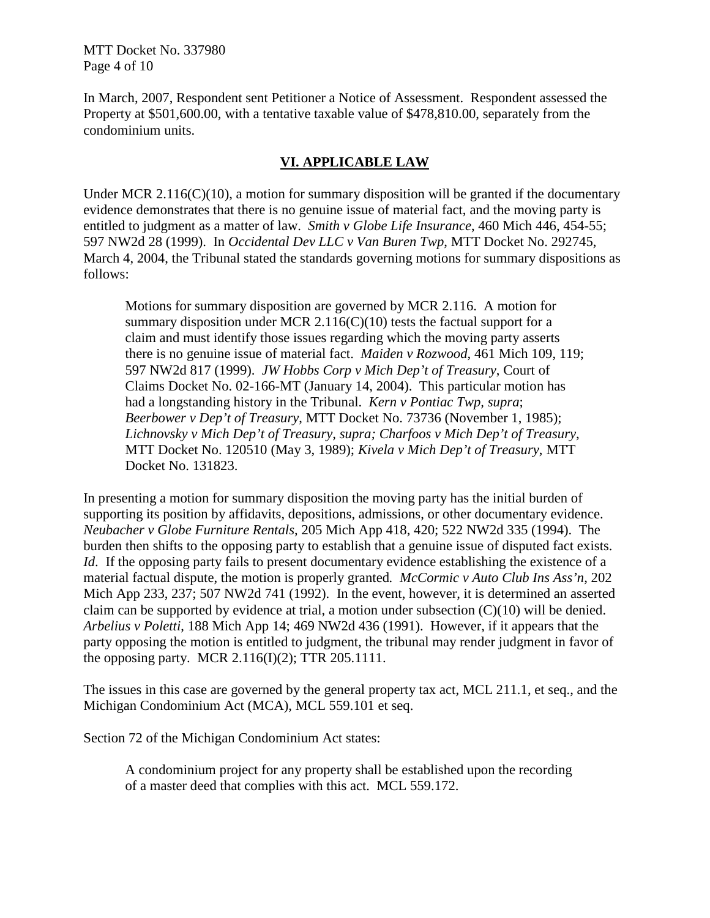In March, 2007, Respondent sent Petitioner a Notice of Assessment. Respondent assessed the Property at $501,600.00, with a tentative taxable value of $478,810.00, separately from the condominium units.

## VI. APPLICABLE LAW

Under MCR 2.116(C)(10), a motion for summary disposition will be granted if the documentary evidence demonstrates that there is no genuine issue of material fact, and the moving party is entitled to judgment as a matter of law. *Smith v Globe Life Insurance*, 460 Mich 446, 454-55; 597 NW2d 28 (1999). In *Occidental Dev LLC v Van Buren Twp*, MTT Docket No. 292745, March 4, 2004, the Tribunal stated the standards governing motions for summary dispositions as follows:

> Motions for summary disposition are governed by MCR 2.116. A motion for summary disposition under MCR 2.116(C)(10) tests the factual support for a claim and must identify those issues regarding which the moving party asserts there is no genuine issue of material fact. *Maiden v Rozwood*, 461 Mich 109, 119; 597 NW2d 817 (1999). *JW Hobbs Corp v Mich Dep't of Treasury*, Court of Claims Docket No. 02-166-MT (January 14, 2004). This particular motion has had a longstanding history in the Tribunal. *Kern v Pontiac Twp, supra*; *Beerbower v Dep't of Treasury*, MTT Docket No. 73736 (November 1, 1985); *Lichnovsky v Mich Dep't of Treasury, supra; Charfoos v Mich Dep't of Treasury*, MTT Docket No. 120510 (May 3, 1989); *Kivela v Mich Dep't of Treasury*, MTT Docket No. 131823.

In presenting a motion for summary disposition the moving party has the initial burden of supporting its position by affidavits, depositions, admissions, or other documentary evidence. *Neubacher v Globe Furniture Rentals*, 205 Mich App 418, 420; 522 NW2d 335 (1994). The burden then shifts to the opposing party to establish that a genuine issue of disputed fact exists. *Id*. If the opposing party fails to present documentary evidence establishing the existence of a material factual dispute, the motion is properly granted*. McCormic v Auto Club Ins Ass'n*, 202 Mich App 233, 237; 507 NW2d 741 (1992). In the event, however, it is determined an asserted claim can be supported by evidence at trial, a motion under subsection (C)(10) will be denied. *Arbelius v Poletti*, 188 Mich App 14; 469 NW2d 436 (1991). However, if it appears that the party opposing the motion is entitled to judgment, the tribunal may render judgment in favor of the opposing party. MCR 2.116(I)(2); TTR 205.1111.

The issues in this case are governed by the general property tax act, MCL 211.1, et seq., and the Michigan Condominium Act (MCA), MCL 559.101 et seq.

Section 72 of the Michigan Condominium Act states:

> A condominium project for any property shall be established upon the recording of a master deed that complies with this act. MCL 559.172.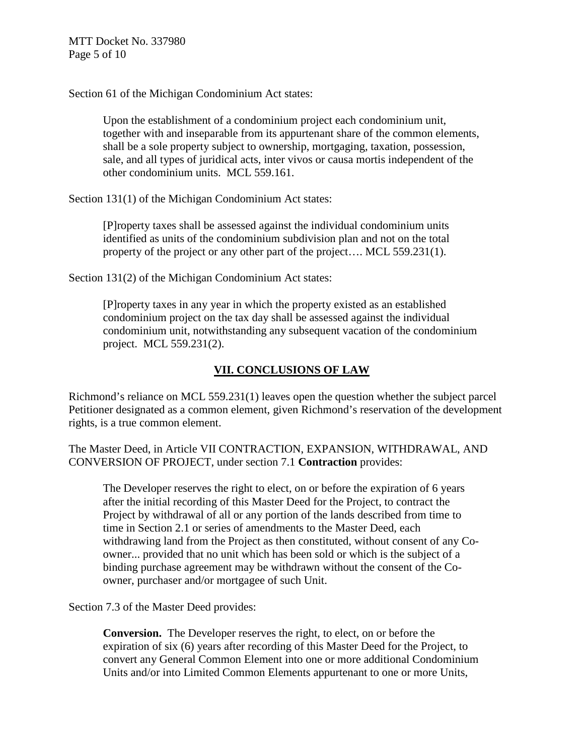Section 61 of the Michigan Condominium Act states:

> Upon the establishment of a condominium project each condominium unit, together with and inseparable from its appurtenant share of the common elements, shall be a sole property subject to ownership, mortgaging, taxation, possession, sale, and all types of juridical acts, inter vivos or causa mortis independent of the other condominium units. MCL 559.161.

Section 131(1) of the Michigan Condominium Act states:

> [P]roperty taxes shall be assessed against the individual condominium units identified as units of the condominium subdivision plan and not on the total property of the project or any other part of the project…. MCL 559.231(1).

Section 131(2) of the Michigan Condominium Act states:

> [P]roperty taxes in any year in which the property existed as an established condominium project on the tax day shall be assessed against the individual condominium unit, notwithstanding any subsequent vacation of the condominium project. MCL 559.231(2).

## VII. CONCLUSIONS OF LAW

Richmond's reliance on MCL 559.231(1) leaves open the question whether the subject parcel Petitioner designated as a common element, given Richmond's reservation of the development rights, is a true common element.

The Master Deed, in Article VII CONTRACTION, EXPANSION, WITHDRAWAL, AND CONVERSION OF PROJECT, under section 7.1 **Contraction** provides:

> The Developer reserves the right to elect, on or before the expiration of 6 years after the initial recording of this Master Deed for the Project, to contract the Project by withdrawal of all or any portion of the lands described from time to time in Section 2.1 or series of amendments to the Master Deed, each withdrawing land from the Project as then constituted, without consent of any Co-owner... provided that no unit which has been sold or which is the subject of a binding purchase agreement may be withdrawn without the consent of the Co-owner, purchaser and/or mortgagee of such Unit.

Section 7.3 of the Master Deed provides:

> **Conversion.** The Developer reserves the right, to elect, on or before the expiration of six (6) years after recording of this Master Deed for the Project, to convert any General Common Element into one or more additional Condominium Units and/or into Limited Common Elements appurtenant to one or more Units,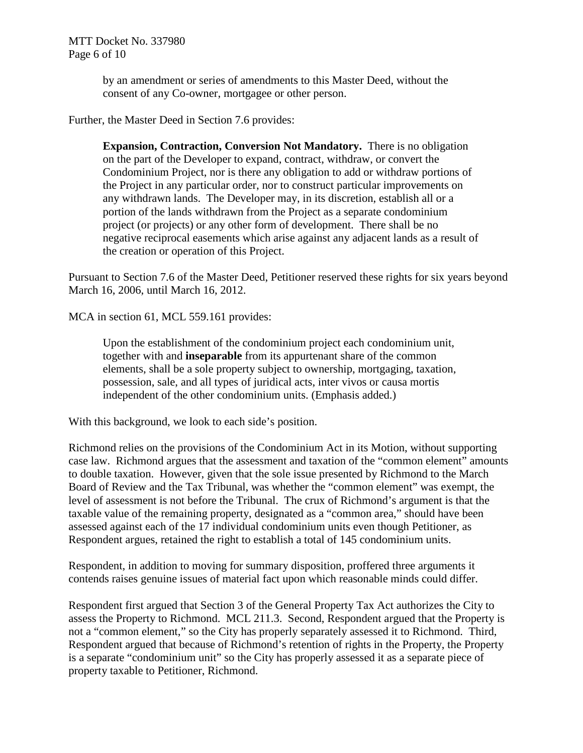by an amendment or series of amendments to this Master Deed, without the consent of any Co-owner, mortgagee or other person.

Further, the Master Deed in Section 7.6 provides:

> **Expansion, Contraction, Conversion Not Mandatory.** There is no obligation on the part of the Developer to expand, contract, withdraw, or convert the Condominium Project, nor is there any obligation to add or withdraw portions of the Project in any particular order, nor to construct particular improvements on any withdrawn lands. The Developer may, in its discretion, establish all or a portion of the lands withdrawn from the Project as a separate condominium project (or projects) or any other form of development. There shall be no negative reciprocal easements which arise against any adjacent lands as a result of the creation or operation of this Project.

Pursuant to Section 7.6 of the Master Deed, Petitioner reserved these rights for six years beyond March 16, 2006, until March 16, 2012.

MCA in section 61, MCL 559.161 provides:

> Upon the establishment of the condominium project each condominium unit, together with and **inseparable** from its appurtenant share of the common elements, shall be a sole property subject to ownership, mortgaging, taxation, possession, sale, and all types of juridical acts, inter vivos or causa mortis independent of the other condominium units. (Emphasis added.)

With this background, we look to each side's position.

Richmond relies on the provisions of the Condominium Act in its Motion, without supporting case law. Richmond argues that the assessment and taxation of the "common element" amounts to double taxation. However, given that the sole issue presented by Richmond to the March Board of Review and the Tax Tribunal, was whether the "common element" was exempt, the level of assessment is not before the Tribunal. The crux of Richmond's argument is that the taxable value of the remaining property, designated as a "common area," should have been assessed against each of the 17 individual condominium units even though Petitioner, as Respondent argues, retained the right to establish a total of 145 condominium units.

Respondent, in addition to moving for summary disposition, proffered three arguments it contends raises genuine issues of material fact upon which reasonable minds could differ.

Respondent first argued that Section 3 of the General Property Tax Act authorizes the City to assess the Property to Richmond. MCL 211.3. Second, Respondent argued that the Property is not a "common element," so the City has properly separately assessed it to Richmond. Third, Respondent argued that because of Richmond's retention of rights in the Property, the Property is a separate "condominium unit" so the City has properly assessed it as a separate piece of property taxable to Petitioner, Richmond.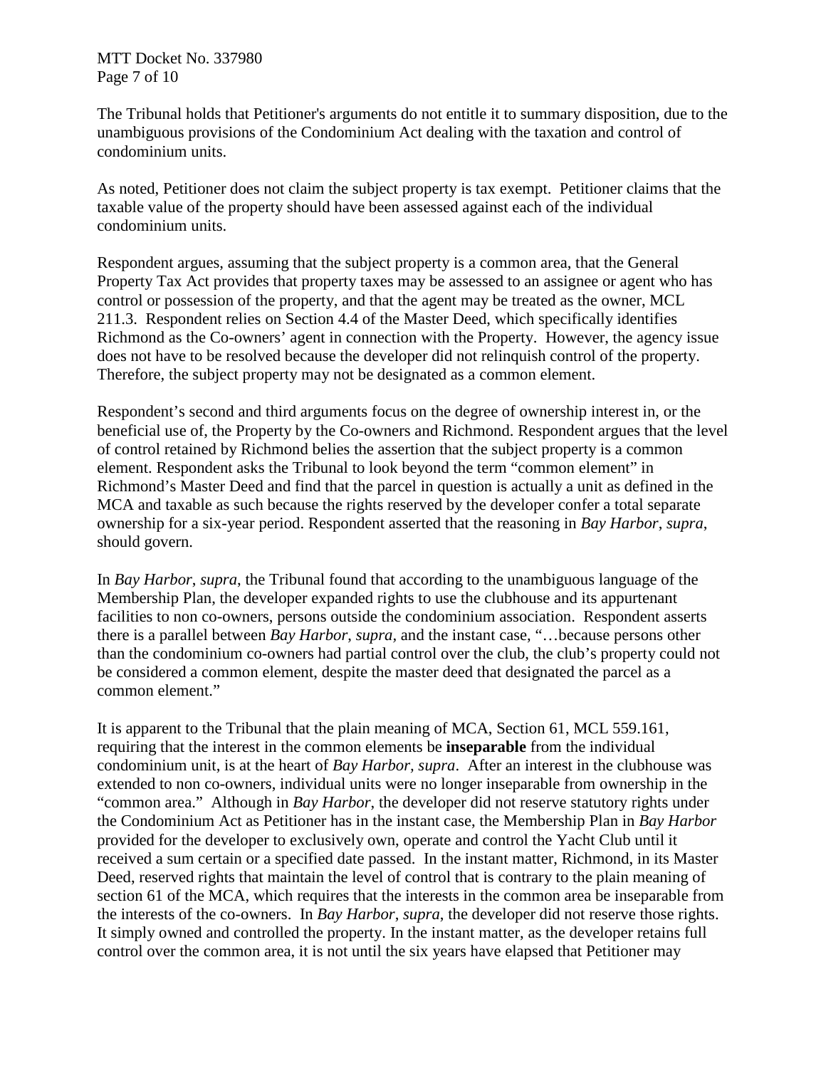The Tribunal holds that Petitioner's arguments do not entitle it to summary disposition, due to the unambiguous provisions of the Condominium Act dealing with the taxation and control of condominium units.

As noted, Petitioner does not claim the subject property is tax exempt. Petitioner claims that the taxable value of the property should have been assessed against each of the individual condominium units.

Respondent argues, assuming that the subject property is a common area, that the General Property Tax Act provides that property taxes may be assessed to an assignee or agent who has control or possession of the property, and that the agent may be treated as the owner, MCL 211.3. Respondent relies on Section 4.4 of the Master Deed, which specifically identifies Richmond as the Co-owners' agent in connection with the Property. However, the agency issue does not have to be resolved because the developer did not relinquish control of the property. Therefore, the subject property may not be designated as a common element.

Respondent's second and third arguments focus on the degree of ownership interest in, or the beneficial use of, the Property by the Co-owners and Richmond. Respondent argues that the level of control retained by Richmond belies the assertion that the subject property is a common element. Respondent asks the Tribunal to look beyond the term "common element" in Richmond's Master Deed and find that the parcel in question is actually a unit as defined in the MCA and taxable as such because the rights reserved by the developer confer a total separate ownership for a six-year period. Respondent asserted that the reasoning in *Bay Harbor*, *supra*, should govern.

In *Bay Harbor*, *supra*, the Tribunal found that according to the unambiguous language of the Membership Plan, the developer expanded rights to use the clubhouse and its appurtenant facilities to non co-owners, persons outside the condominium association. Respondent asserts there is a parallel between *Bay Harbor*, *supra,* and the instant case, "…because persons other than the condominium co-owners had partial control over the club, the club's property could not be considered a common element, despite the master deed that designated the parcel as a common element."

It is apparent to the Tribunal that the plain meaning of MCA, Section 61, MCL 559.161, requiring that the interest in the common elements be **inseparable** from the individual condominium unit, is at the heart of *Bay Harbor, supra*. After an interest in the clubhouse was extended to non co-owners, individual units were no longer inseparable from ownership in the "common area." Although in *Bay Harbor*, the developer did not reserve statutory rights under the Condominium Act as Petitioner has in the instant case, the Membership Plan in *Bay Harbor* provided for the developer to exclusively own, operate and control the Yacht Club until it received a sum certain or a specified date passed. In the instant matter, Richmond, in its Master Deed, reserved rights that maintain the level of control that is contrary to the plain meaning of section 61 of the MCA, which requires that the interests in the common area be inseparable from the interests of the co-owners. In *Bay Harbor*, *supra*, the developer did not reserve those rights. It simply owned and controlled the property. In the instant matter, as the developer retains full control over the common area, it is not until the six years have elapsed that Petitioner may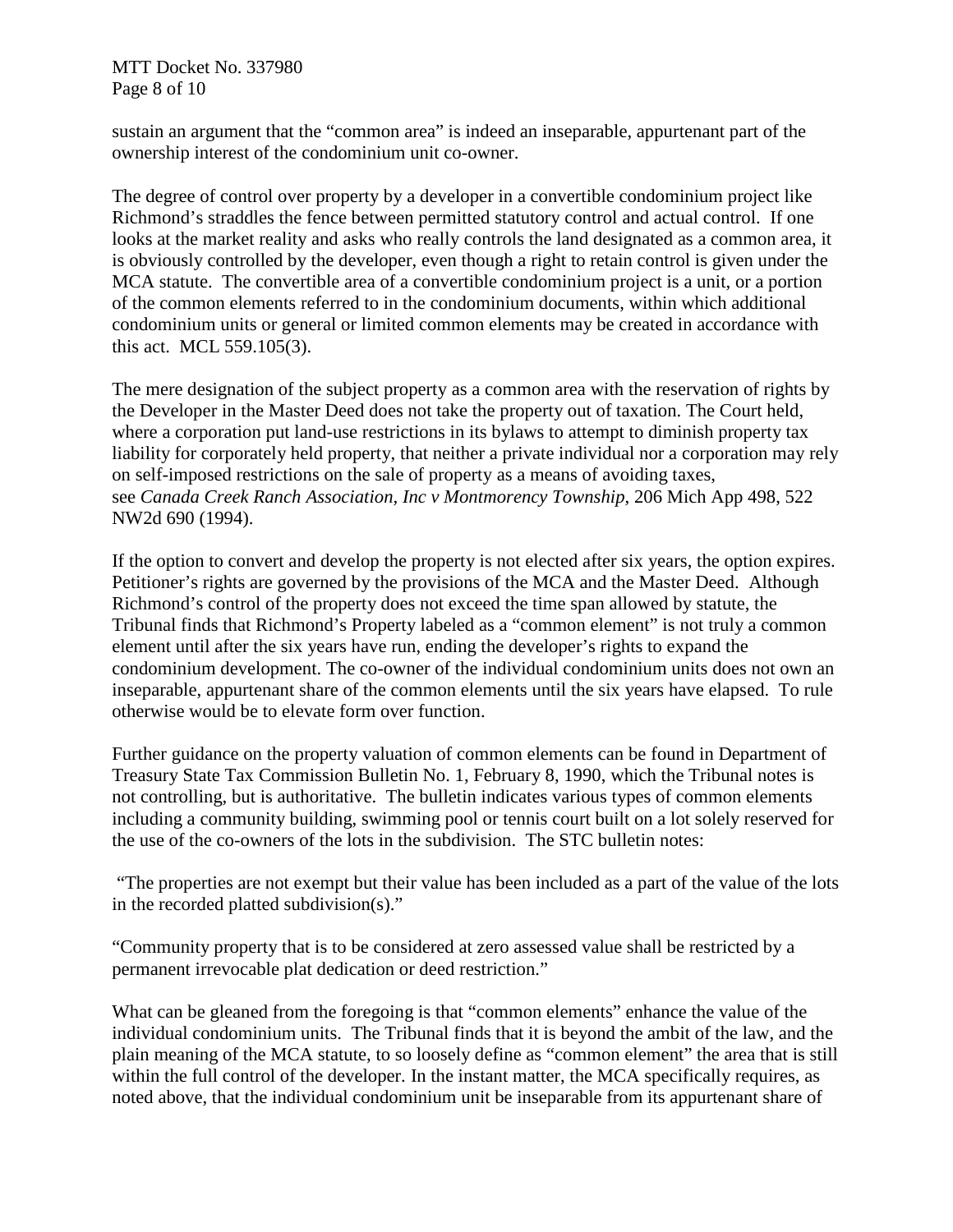sustain an argument that the "common area" is indeed an inseparable, appurtenant part of the ownership interest of the condominium unit co-owner.

The degree of control over property by a developer in a convertible condominium project like Richmond's straddles the fence between permitted statutory control and actual control. If one looks at the market reality and asks who really controls the land designated as a common area, it is obviously controlled by the developer, even though a right to retain control is given under the MCA statute. The convertible area of a convertible condominium project is a unit, or a portion of the common elements referred to in the condominium documents, within which additional condominium units or general or limited common elements may be created in accordance with this act. MCL 559.105(3).

The mere designation of the subject property as a common area with the reservation of rights by the Developer in the Master Deed does not take the property out of taxation. The Court held, where a corporation put land-use restrictions in its bylaws to attempt to diminish property tax liability for corporately held property, that neither a private individual nor a corporation may rely on self-imposed restrictions on the sale of property as a means of avoiding taxes, see *Canada Creek Ranch Association, Inc v Montmorency Township*, 206 Mich App 498, 522 NW2d 690 (1994).

If the option to convert and develop the property is not elected after six years, the option expires. Petitioner's rights are governed by the provisions of the MCA and the Master Deed. Although Richmond's control of the property does not exceed the time span allowed by statute, the Tribunal finds that Richmond's Property labeled as a "common element" is not truly a common element until after the six years have run, ending the developer's rights to expand the condominium development. The co-owner of the individual condominium units does not own an inseparable, appurtenant share of the common elements until the six years have elapsed. To rule otherwise would be to elevate form over function.

Further guidance on the property valuation of common elements can be found in Department of Treasury State Tax Commission Bulletin No. 1, February 8, 1990, which the Tribunal notes is not controlling, but is authoritative. The bulletin indicates various types of common elements including a community building, swimming pool or tennis court built on a lot solely reserved for the use of the co-owners of the lots in the subdivision. The STC bulletin notes:

"The properties are not exempt but their value has been included as a part of the value of the lots in the recorded platted subdivision(s)."

"Community property that is to be considered at zero assessed value shall be restricted by a permanent irrevocable plat dedication or deed restriction."

What can be gleaned from the foregoing is that "common elements" enhance the value of the individual condominium units. The Tribunal finds that it is beyond the ambit of the law, and the plain meaning of the MCA statute, to so loosely define as "common element" the area that is still within the full control of the developer. In the instant matter, the MCA specifically requires, as noted above, that the individual condominium unit be inseparable from its appurtenant share of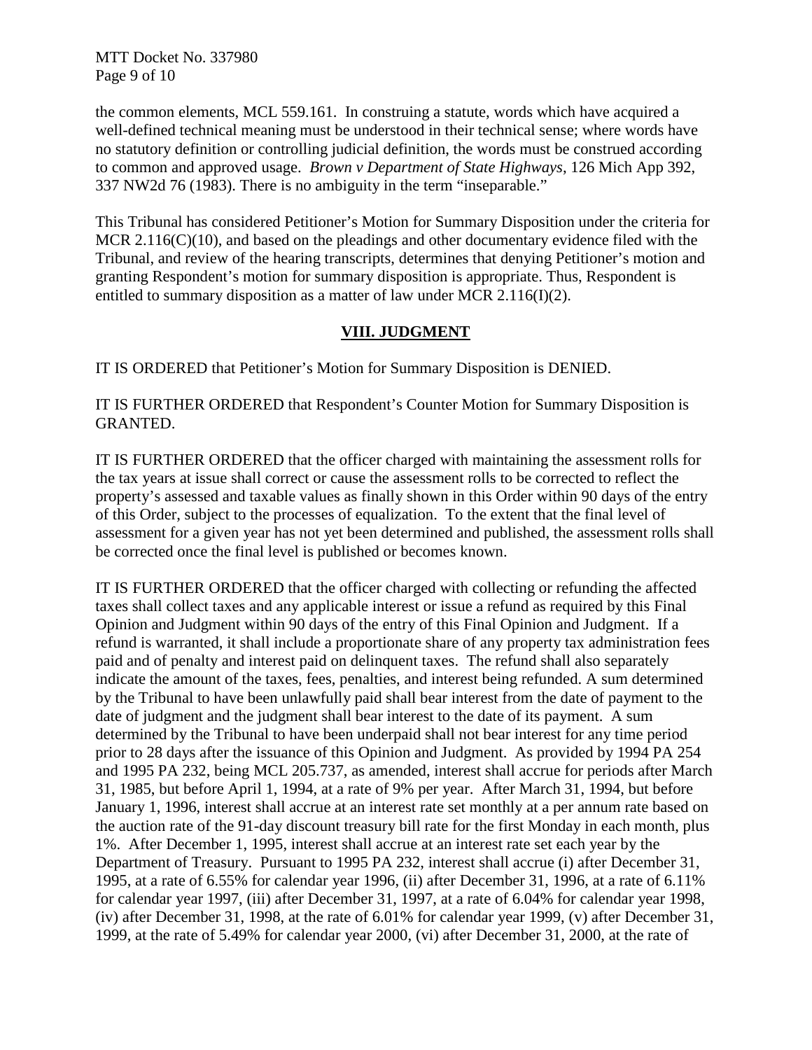the common elements, MCL 559.161. In construing a statute, words which have acquired a well-defined technical meaning must be understood in their technical sense; where words have no statutory definition or controlling judicial definition, the words must be construed according to common and approved usage. *Brown v Department of State Highways*, 126 Mich App 392, 337 NW2d 76 (1983). There is no ambiguity in the term "inseparable."

This Tribunal has considered Petitioner's Motion for Summary Disposition under the criteria for MCR 2.116(C)(10), and based on the pleadings and other documentary evidence filed with the Tribunal, and review of the hearing transcripts, determines that denying Petitioner's motion and granting Respondent's motion for summary disposition is appropriate. Thus, Respondent is entitled to summary disposition as a matter of law under MCR 2.116(I)(2).

## VIII. JUDGMENT

IT IS ORDERED that Petitioner's Motion for Summary Disposition is DENIED.

IT IS FURTHER ORDERED that Respondent's Counter Motion for Summary Disposition is GRANTED.

IT IS FURTHER ORDERED that the officer charged with maintaining the assessment rolls for the tax years at issue shall correct or cause the assessment rolls to be corrected to reflect the property's assessed and taxable values as finally shown in this Order within 90 days of the entry of this Order, subject to the processes of equalization. To the extent that the final level of assessment for a given year has not yet been determined and published, the assessment rolls shall be corrected once the final level is published or becomes known.

IT IS FURTHER ORDERED that the officer charged with collecting or refunding the affected taxes shall collect taxes and any applicable interest or issue a refund as required by this Final Opinion and Judgment within 90 days of the entry of this Final Opinion and Judgment. If a refund is warranted, it shall include a proportionate share of any property tax administration fees paid and of penalty and interest paid on delinquent taxes. The refund shall also separately indicate the amount of the taxes, fees, penalties, and interest being refunded. A sum determined by the Tribunal to have been unlawfully paid shall bear interest from the date of payment to the date of judgment and the judgment shall bear interest to the date of its payment. A sum determined by the Tribunal to have been underpaid shall not bear interest for any time period prior to 28 days after the issuance of this Opinion and Judgment. As provided by 1994 PA 254 and 1995 PA 232, being MCL 205.737, as amended, interest shall accrue for periods after March 31, 1985, but before April 1, 1994, at a rate of 9% per year. After March 31, 1994, but before January 1, 1996, interest shall accrue at an interest rate set monthly at a per annum rate based on the auction rate of the 91-day discount treasury bill rate for the first Monday in each month, plus 1%. After December 1, 1995, interest shall accrue at an interest rate set each year by the Department of Treasury. Pursuant to 1995 PA 232, interest shall accrue (i) after December 31, 1995, at a rate of 6.55% for calendar year 1996, (ii) after December 31, 1996, at a rate of 6.11% for calendar year 1997, (iii) after December 31, 1997, at a rate of 6.04% for calendar year 1998, (iv) after December 31, 1998, at the rate of 6.01% for calendar year 1999, (v) after December 31, 1999, at the rate of 5.49% for calendar year 2000, (vi) after December 31, 2000, at the rate of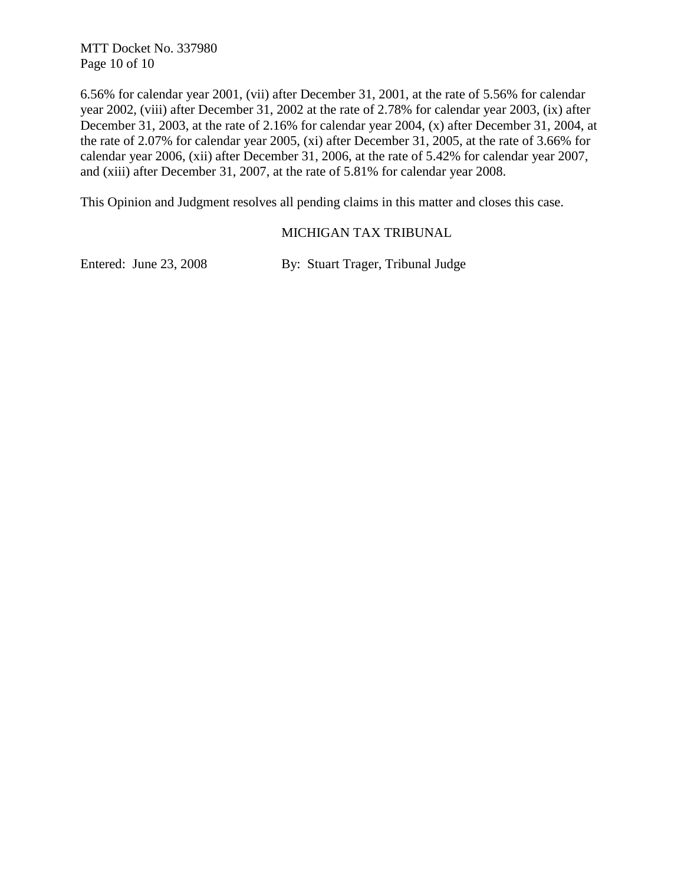6.56% for calendar year 2001, (vii) after December 31, 2001, at the rate of 5.56% for calendar year 2002, (viii) after December 31, 2002 at the rate of 2.78% for calendar year 2003, (ix) after December 31, 2003, at the rate of 2.16% for calendar year 2004, (x) after December 31, 2004, at the rate of 2.07% for calendar year 2005, (xi) after December 31, 2005, at the rate of 3.66% for calendar year 2006, (xii) after December 31, 2006, at the rate of 5.42% for calendar year 2007, and (xiii) after December 31, 2007, at the rate of 5.81% for calendar year 2008.

This Opinion and Judgment resolves all pending claims in this matter and closes this case.

MICHIGAN TAX TRIBUNAL

Entered: June 23, 2008 By: Stuart Trager, Tribunal Judge